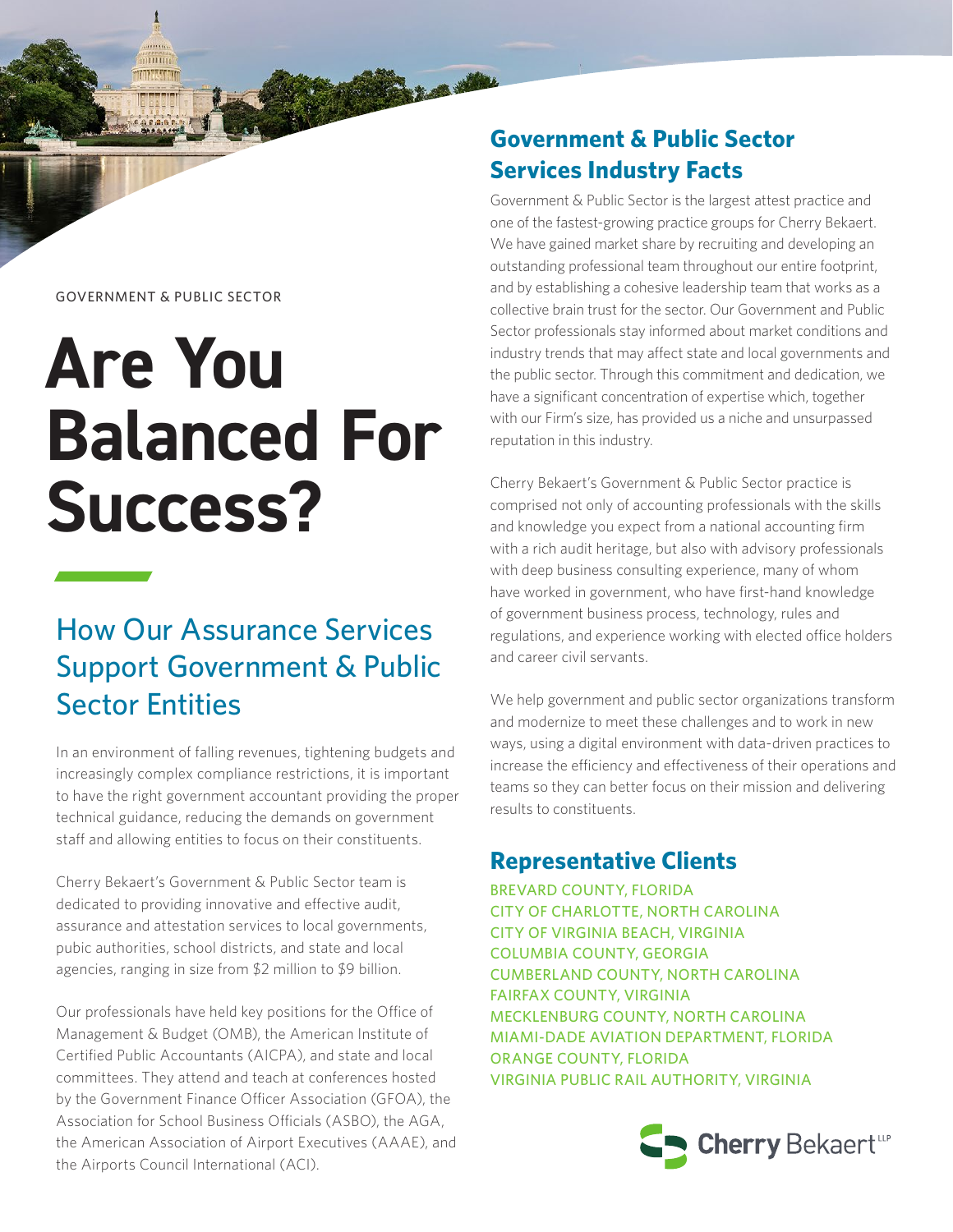GOVERNMENT & PUBLIC SECTOR

# Are You Balanced For Success?

## How Our Assurance Services Support Government & Public Sector Entities

In an environment of falling revenues, tightening budgets and increasingly complex compliance restrictions, it is important to have the right government accountant providing the proper technical guidance, reducing the demands on government staff and allowing entities to focus on their constituents.

Cherry Bekaert's Government & Public Sector team is dedicated to providing innovative and effective audit, assurance and attestation services to local governments, pubic authorities, school districts, and state and local agencies, ranging in size from $2 million to $9 billion.

Our professionals have held key positions for the Office of Management & Budget (OMB), the American Institute of Certified Public Accountants (AICPA), and state and local committees. They attend and teach at conferences hosted by the Government Finance Officer Association (GFOA), the Association for School Business Officials (ASBO), the AGA, the American Association of Airport Executives (AAAE), and the Airports Council International (ACI).

## Government & Public Sector Services Industry Facts

Government & Public Sector is the largest attest practice and one of the fastest-growing practice groups for Cherry Bekaert. We have gained market share by recruiting and developing an outstanding professional team throughout our entire footprint, and by establishing a cohesive leadership team that works as a collective brain trust for the sector. Our Government and Public Sector professionals stay informed about market conditions and industry trends that may affect state and local governments and the public sector. Through this commitment and dedication, we have a significant concentration of expertise which, together with our Firm's size, has provided us a niche and unsurpassed reputation in this industry.

Cherry Bekaert's Government & Public Sector practice is comprised not only of accounting professionals with the skills and knowledge you expect from a national accounting firm with a rich audit heritage, but also with advisory professionals with deep business consulting experience, many of whom have worked in government, who have first-hand knowledge of government business process, technology, rules and regulations, and experience working with elected office holders and career civil servants.

We help government and public sector organizations transform and modernize to meet these challenges and to work in new ways, using a digital environment with data-driven practices to increase the efficiency and effectiveness of their operations and teams so they can better focus on their mission and delivering results to constituents.

## Representative Clients

BREVARD COUNTY, FLORIDA
CITY OF CHARLOTTE, NORTH CAROLINA
CITY OF VIRGINIA BEACH, VIRGINIA
COLUMBIA COUNTY, GEORGIA
CUMBERLAND COUNTY, NORTH CAROLINA
FAIRFAX COUNTY, VIRGINIA
MECKLENBURG COUNTY, NORTH CAROLINA
MIAMI-DADE AVIATION DEPARTMENT, FLORIDA
ORANGE COUNTY, FLORIDA
VIRGINIA PUBLIC RAIL AUTHORITY, VIRGINIA

Cherry Bekaert LLP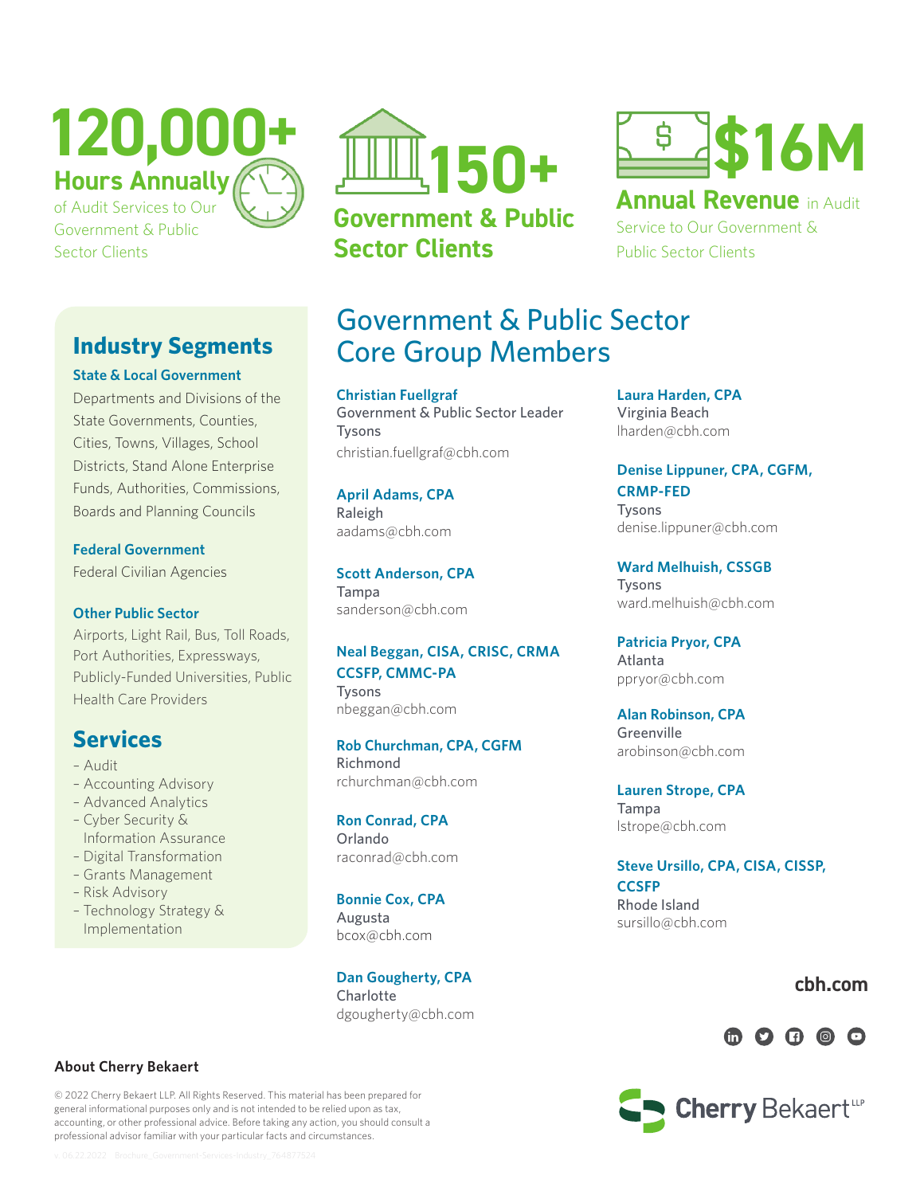**120,000+**
**Hours Annually**
of Audit Services to Our Government & Public Sector Clients

**150+**
**Government & Public Sector Clients**

**$16M**
**Annual Revenue** in Audit Service to Our Government & Public Sector Clients

## Industry Segments

**State & Local Government**
Departments and Divisions of the State Governments, Counties, Cities, Towns, Villages, School Districts, Stand Alone Enterprise Funds, Authorities, Commissions, Boards and Planning Councils

**Federal Government**
Federal Civilian Agencies

**Other Public Sector**
Airports, Light Rail, Bus, Toll Roads, Port Authorities, Expressways, Publicly-Funded Universities, Public Health Care Providers

## Services

- Audit
- Accounting Advisory
- Advanced Analytics
- Cyber Security & Information Assurance
- Digital Transformation
- Grants Management
- Risk Advisory
- Technology Strategy & Implementation

# Government & Public Sector Core Group Members

**Christian Fuellgraf**
Government & Public Sector Leader
Tysons
christian.fuellgraf@cbh.com

**April Adams, CPA**
Raleigh
aadams@cbh.com

**Scott Anderson, CPA**
Tampa
sanderson@cbh.com

**Neal Beggan, CISA, CRISC, CRMA CCSFP, CMMC-PA**
Tysons
nbeggan@cbh.com

**Rob Churchman, CPA, CGFM**
Richmond
rchurchman@cbh.com

**Ron Conrad, CPA**
Orlando
raconrad@cbh.com

**Bonnie Cox, CPA**
Augusta
bcox@cbh.com

**Dan Gougherty, CPA**
Charlotte
dgougherty@cbh.com

**Laura Harden, CPA**
Virginia Beach
lharden@cbh.com

**Denise Lippuner, CPA, CGFM, CRMP-FED**
Tysons
denise.lippuner@cbh.com

**Ward Melhuish, CSSGB**
Tysons
ward.melhuish@cbh.com

**Patricia Pryor, CPA**
Atlanta
ppryor@cbh.com

**Alan Robinson, CPA**
Greenville
arobinson@cbh.com

**Lauren Strope, CPA**
Tampa
lstrope@cbh.com

**Steve Ursillo, CPA, CISA, CISSP, CCSFP**
Rhode Island
sursillo@cbh.com

**cbh.com**

Cherry Bekaert LLP

**About Cherry Bekaert**

© 2022 Cherry Bekaert LLP. All Rights Reserved. This material has been prepared for general informational purposes only and is not intended to be relied upon as tax, accounting, or other professional advice. Before taking any action, you should consult a professional advisor familiar with your particular facts and circumstances.